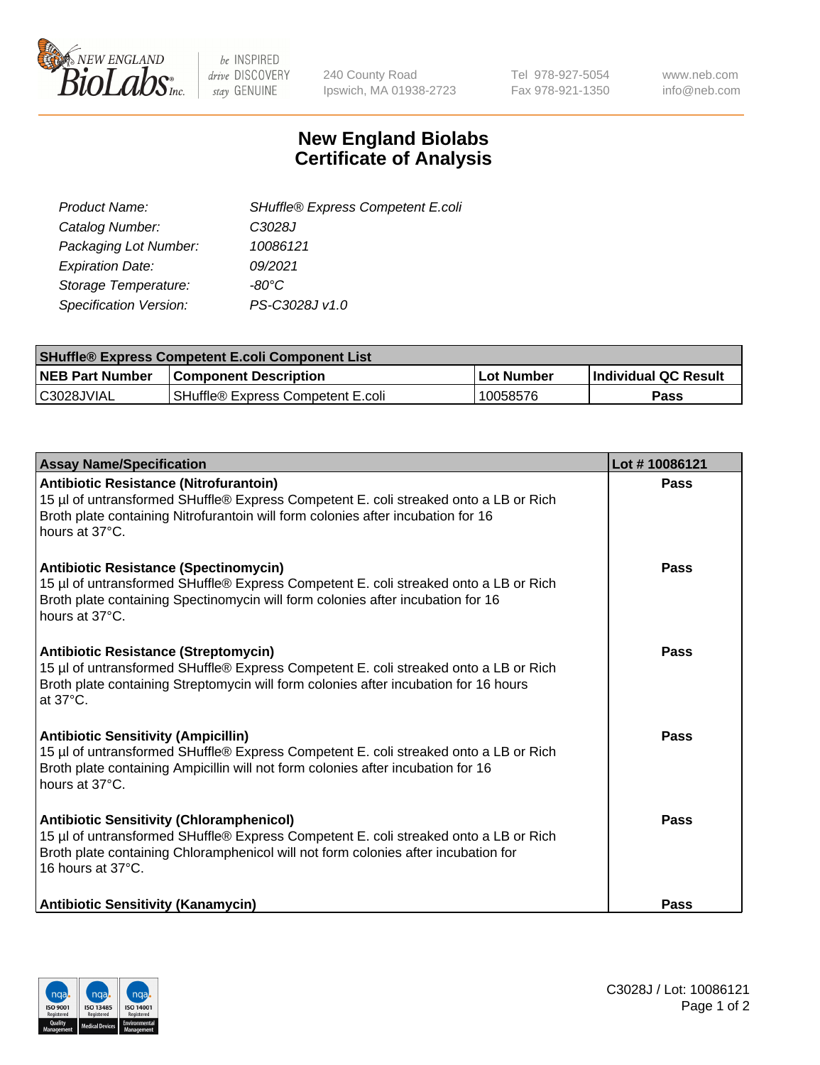# New England Biolabs
# Certificate of Analysis

| | |
|---|---|
| *Product Name:* | *SHuffle® Express Competent E.coli* |
| *Catalog Number:* | *C3028J* |
| *Packaging Lot Number:* | *10086121* |
| *Expiration Date:* | *09/2021* |
| *Storage Temperature:* | *-80°C* |
| *Specification Version:* | *PS-C3028J v1.0* |

| SHuffle® Express Competent E.coli Component List | | | |
|---|---|---|---|
| **NEB Part Number** | **Component Description** | **Lot Number** | **Individual QC Result** |
| C3028JVIAL | SHuffle® Express Competent E.coli | 10058576 | **Pass** |

| Assay Name/Specification | Lot # 10086121 |
|---|---|
| **Antibiotic Resistance (Nitrofurantoin)**<br>15 µl of untransformed SHuffle® Express Competent E. coli streaked onto a LB or Rich Broth plate containing Nitrofurantoin will form colonies after incubation for 16 hours at 37°C. | **Pass** |
| **Antibiotic Resistance (Spectinomycin)**<br>15 µl of untransformed SHuffle® Express Competent E. coli streaked onto a LB or Rich Broth plate containing Spectinomycin will form colonies after incubation for 16 hours at 37°C. | **Pass** |
| **Antibiotic Resistance (Streptomycin)**<br>15 µl of untransformed SHuffle® Express Competent E. coli streaked onto a LB or Rich Broth plate containing Streptomycin will form colonies after incubation for 16 hours at 37°C. | **Pass** |
| **Antibiotic Sensitivity (Ampicillin)**<br>15 µl of untransformed SHuffle® Express Competent E. coli streaked onto a LB or Rich Broth plate containing Ampicillin will not form colonies after incubation for 16 hours at 37°C. | **Pass** |
| **Antibiotic Sensitivity (Chloramphenicol)**<br>15 µl of untransformed SHuffle® Express Competent E. coli streaked onto a LB or Rich Broth plate containing Chloramphenicol will not form colonies after incubation for 16 hours at 37°C. | **Pass** |
| **Antibiotic Sensitivity (Kanamycin)** | **Pass** |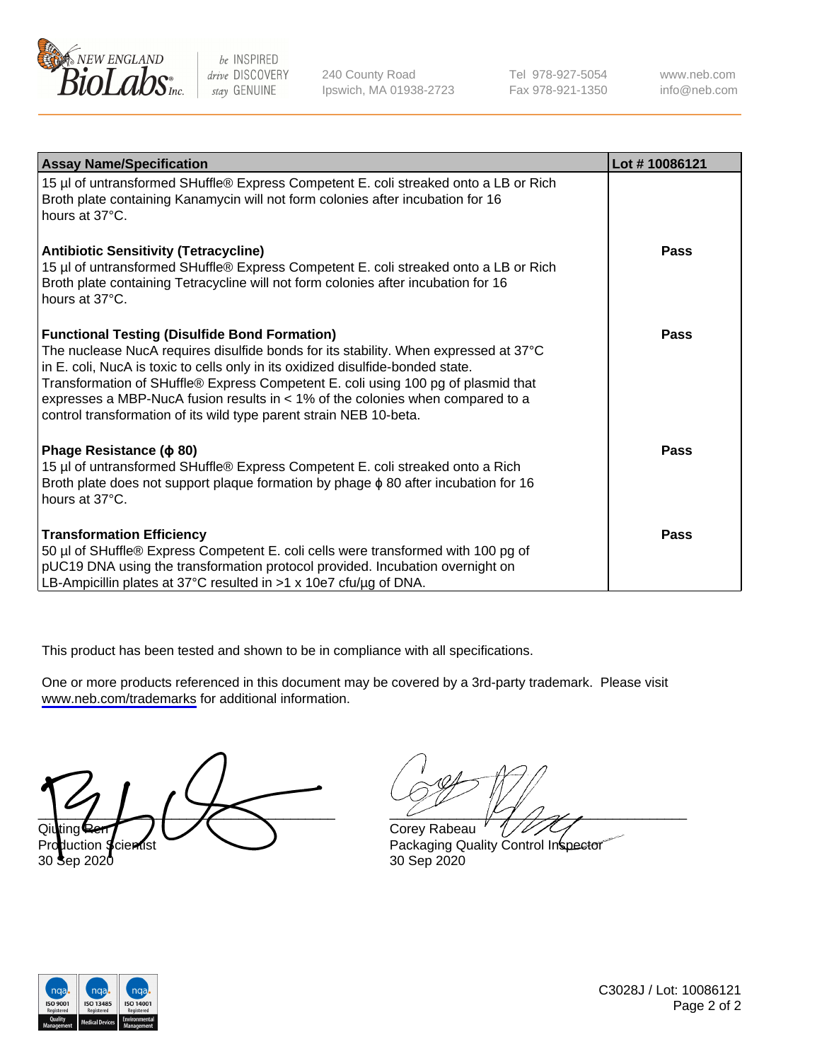| Assay Name/Specification | Lot # 10086121 |
|---|---|
| 15 µl of untransformed SHuffle® Express Competent E. coli streaked onto a LB or Rich Broth plate containing Kanamycin will not form colonies after incubation for 16 hours at 37°C. | |
| **Antibiotic Sensitivity (Tetracycline)** 15 µl of untransformed SHuffle® Express Competent E. coli streaked onto a LB or Rich Broth plate containing Tetracycline will not form colonies after incubation for 16 hours at 37°C. | **Pass** |
| **Functional Testing (Disulfide Bond Formation)** The nuclease NucA requires disulfide bonds for its stability. When expressed at 37°C in E. coli, NucA is toxic to cells only in its oxidized disulfide-bonded state. Transformation of SHuffle® Express Competent E. coli using 100 pg of plasmid that expresses a MBP-NucA fusion results in < 1% of the colonies when compared to a control transformation of its wild type parent strain NEB 10-beta. | **Pass** |
| **Phage Resistance (ϕ 80)** 15 µl of untransformed SHuffle® Express Competent E. coli streaked onto a Rich Broth plate does not support plaque formation by phage ϕ 80 after incubation for 16 hours at 37°C. | **Pass** |
| **Transformation Efficiency** 50 µl of SHuffle® Express Competent E. coli cells were transformed with 100 pg of pUC19 DNA using the transformation protocol provided. Incubation overnight on LB-Ampicillin plates at 37°C resulted in >1 x 10e7 cfu/µg of DNA. | **Pass** |

This product has been tested and shown to be in compliance with all specifications.

One or more products referenced in this document may be covered by a 3rd-party trademark. Please visit www.neb.com/trademarks for additional information.

Qiuting Ren
Production Scientist
30 Sep 2020

Corey Rabeau
Packaging Quality Control Inspector
30 Sep 2020

C3028J / Lot: 10086121